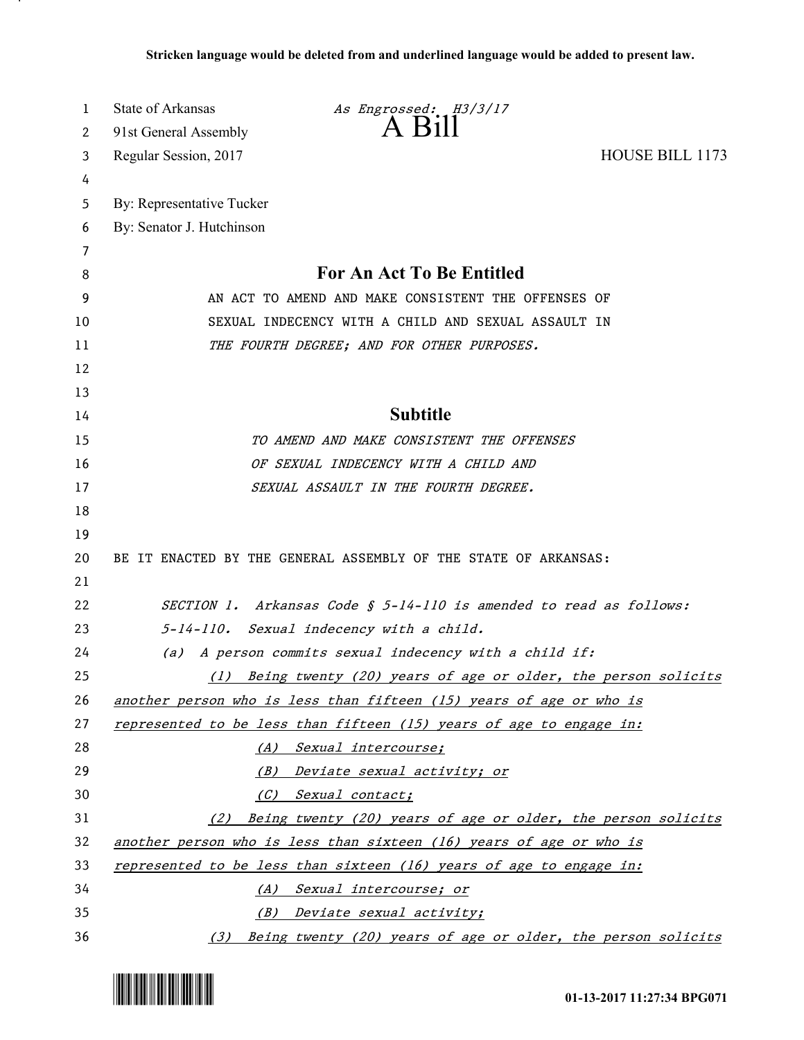Stricken language would be deleted from and underlined language would be added to present law.

State of Arkansas *As Engrossed: H3/3/17*
91st General Assembly **A Bill**
Regular Session, 2017 HOUSE BILL 1173

By: Representative Tucker
By: Senator J. Hutchinson

## For An Act To Be Entitled

AN ACT TO AMEND AND MAKE CONSISTENT THE OFFENSES OF SEXUAL INDECENCY WITH A CHILD AND SEXUAL ASSAULT IN *THE FOURTH DEGREE; AND FOR OTHER PURPOSES.*

## Subtitle

*TO AMEND AND MAKE CONSISTENT THE OFFENSES OF SEXUAL INDECENCY WITH A CHILD AND SEXUAL ASSAULT IN THE FOURTH DEGREE.*

BE IT ENACTED BY THE GENERAL ASSEMBLY OF THE STATE OF ARKANSAS:

*SECTION 1. Arkansas Code § 5-14-110 is amended to read as follows:*

*5-14-110. Sexual indecency with a child.*

*(a) A person commits sexual indecency with a child if:*

*(1) Being twenty (20) years of age or older, the person solicits another person who is less than fifteen (15) years of age or who is represented to be less than fifteen (15) years of age to engage in:*

*(A) Sexual intercourse;*

*(B) Deviate sexual activity; or*

*(C) Sexual contact;*

*(2) Being twenty (20) years of age or older, the person solicits another person who is less than sixteen (16) years of age or who is represented to be less than sixteen (16) years of age to engage in:*

*(A) Sexual intercourse; or*

*(B) Deviate sexual activity;*

*(3) Being twenty (20) years of age or older, the person solicits*

01-13-2017 11:27:34 BPG071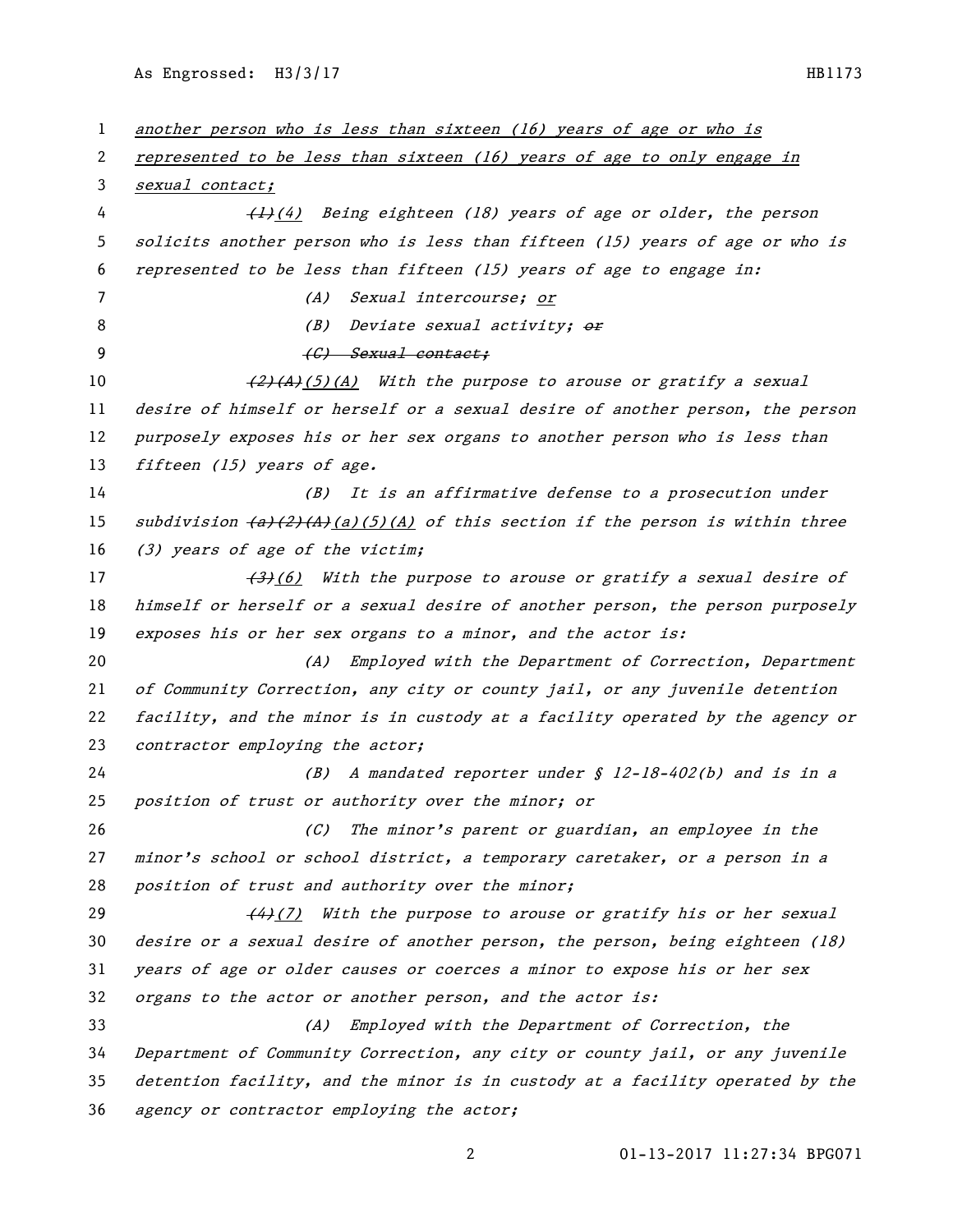another person who is less than sixteen (16) years of age or who is represented to be less than sixteen (16) years of age to only engage in sexual contact;

~~(1)~~(4) Being eighteen (18) years of age or older, the person solicits another person who is less than fifteen (15) years of age or who is represented to be less than fifteen (15) years of age to engage in:

(A) Sexual intercourse; or

(B) Deviate sexual activity; ~~or~~

~~(C) Sexual contact;~~

~~(2)(A)~~(5)(A) With the purpose to arouse or gratify a sexual desire of himself or herself or a sexual desire of another person, the person purposely exposes his or her sex organs to another person who is less than fifteen (15) years of age.

(B) It is an affirmative defense to a prosecution under subdivision ~~(a)(2)(A)~~(a)(5)(A) of this section if the person is within three (3) years of age of the victim;

~~(3)~~(6) With the purpose to arouse or gratify a sexual desire of himself or herself or a sexual desire of another person, the person purposely exposes his or her sex organs to a minor, and the actor is:

(A) Employed with the Department of Correction, Department of Community Correction, any city or county jail, or any juvenile detention facility, and the minor is in custody at a facility operated by the agency or contractor employing the actor;

(B) A mandated reporter under § 12-18-402(b) and is in a position of trust or authority over the minor; or

(C) The minor's parent or guardian, an employee in the minor's school or school district, a temporary caretaker, or a person in a position of trust and authority over the minor;

~~(4)~~(7) With the purpose to arouse or gratify his or her sexual desire or a sexual desire of another person, the person, being eighteen (18) years of age or older causes or coerces a minor to expose his or her sex organs to the actor or another person, and the actor is:

(A) Employed with the Department of Correction, the Department of Community Correction, any city or county jail, or any juvenile detention facility, and the minor is in custody at a facility operated by the agency or contractor employing the actor;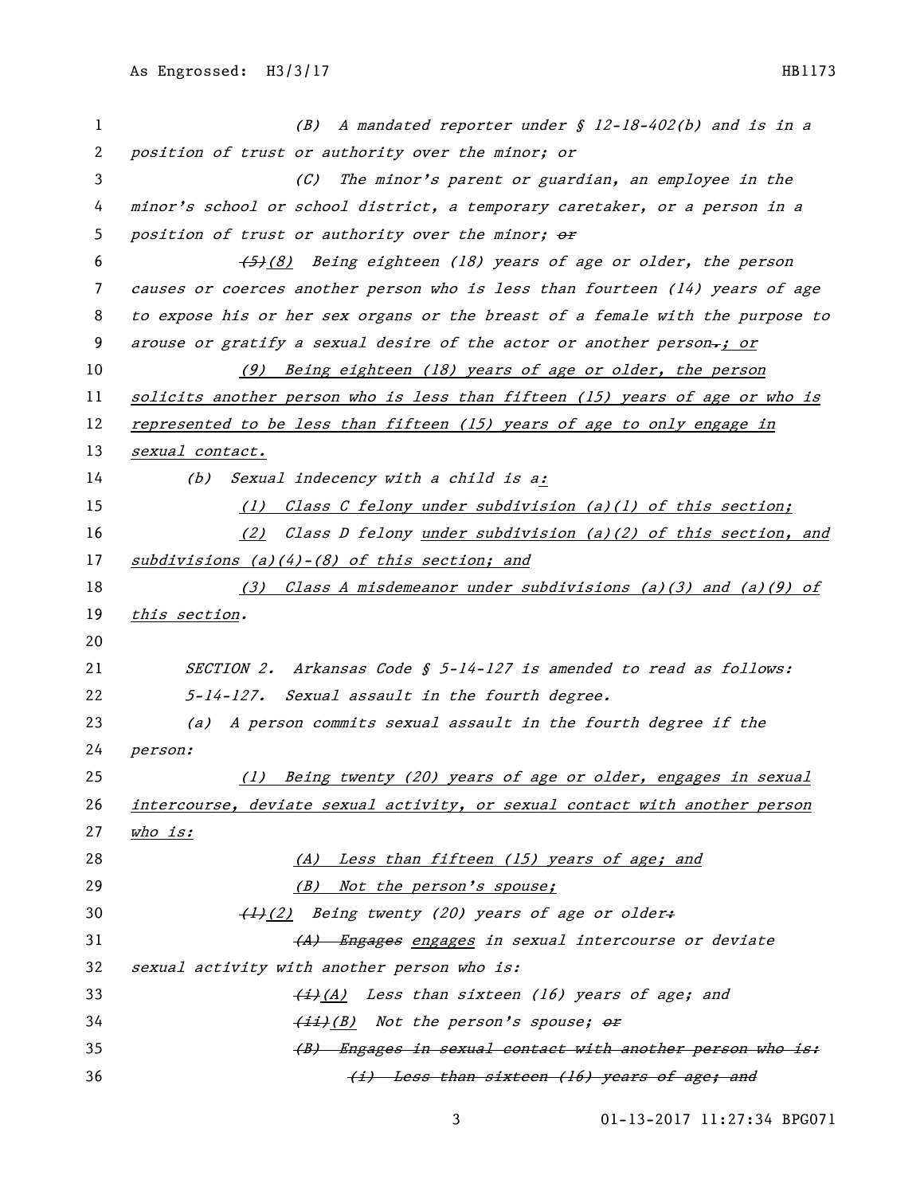(B) A mandated reporter under § 12-18-402(b) and is in a position of trust or authority over the minor; or

(C) The minor's parent or guardian, an employee in the minor's school or school district, a temporary caretaker, or a person in a position of trust or authority over the minor; ~~or~~

~~(5)~~<u>(8)</u> Being eighteen (18) years of age or older, the person causes or coerces another person who is less than fourteen (14) years of age to expose his or her sex organs or the breast of a female with the purpose to arouse or gratify a sexual desire of the actor or another person~~.~~<u>; or</u>

<u>(9) Being eighteen (18) years of age or older, the person solicits another person who is less than fifteen (15) years of age or who is represented to be less than fifteen (15) years of age to only engage in sexual contact.</u>

(b) Sexual indecency with a child is a<u>:</u>

<u>(1) Class C felony under subdivision (a)(1) of this section;</u>

<u>(2)</u> Class D felony <u>under subdivision (a)(2) of this section, and subdivisions (a)(4)-(8) of this section; and</u>

<u>(3) Class A misdemeanor under subdivisions (a)(3) and (a)(9) of this section</u>.

SECTION 2. Arkansas Code § 5-14-127 is amended to read as follows:

5-14-127. Sexual assault in the fourth degree.

(a) A person commits sexual assault in the fourth degree if the person:

<u>(1) Being twenty (20) years of age or older, engages in sexual intercourse, deviate sexual activity, or sexual contact with another person who is:</u>

<u>(A) Less than fifteen (15) years of age; and</u>

<u>(B) Not the person's spouse;</u>

~~(1)~~<u>(2)</u> Being twenty (20) years of age or older~~:~~

~~(A) Engages~~ <u>engages</u> in sexual intercourse or deviate sexual activity with another person who is:

~~(i)~~<u>(A)</u> Less than sixteen (16) years of age; and

~~(ii)~~<u>(B)</u> Not the person's spouse; ~~or~~

~~(B) Engages in sexual contact with another person who is:~~

~~(i) Less than sixteen (16) years of age; and~~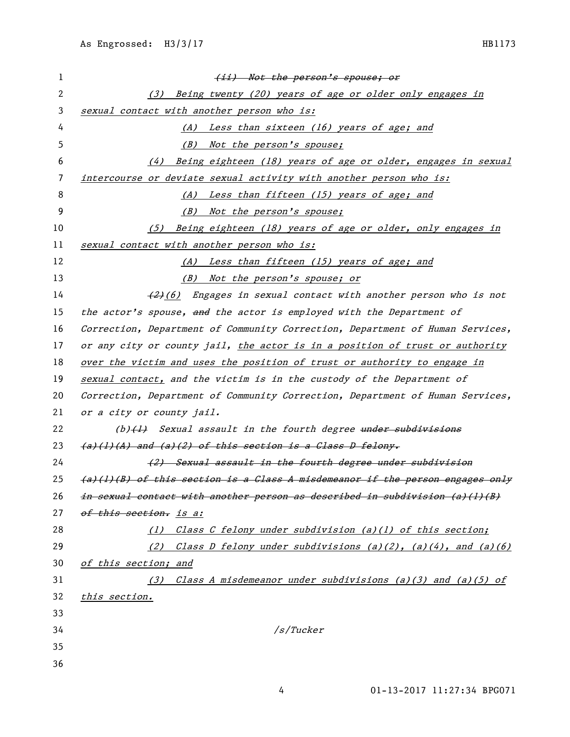~~(ii) Not the person's spouse; or~~

(3) Being twenty (20) years of age or older only engages in sexual contact with another person who is:

(A) Less than sixteen (16) years of age; and

(B) Not the person's spouse;

(4) Being eighteen (18) years of age or older, engages in sexual intercourse or deviate sexual activity with another person who is:

(A) Less than fifteen (15) years of age; and

(B) Not the person's spouse;

(5) Being eighteen (18) years of age or older, only engages in sexual contact with another person who is:

(A) Less than fifteen (15) years of age; and

(B) Not the person's spouse; or

~~(2)~~(6) Engages in sexual contact with another person who is not the actor's spouse, ~~and~~ the actor is employed with the Department of Correction, Department of Community Correction, Department of Human Services, or any city or county jail, the actor is in a position of trust or authority over the victim and uses the position of trust or authority to engage in sexual contact, and the victim is in the custody of the Department of Correction, Department of Community Correction, Department of Human Services, or a city or county jail.

(b)~~(1)~~ Sexual assault in the fourth degree ~~under subdivisions (a)(1)(A) and (a)(2) of this section is a Class D felony.~~

~~(2) Sexual assault in the fourth degree under subdivision (a)(1)(B) of this section is a Class A misdemeanor if the person engages only in sexual contact with another person as described in subdivision (a)(1)(B) of this section.~~ is a:

(1) Class C felony under subdivision (a)(1) of this section;

(2) Class D felony under subdivisions (a)(2), (a)(4), and (a)(6) of this section; and

(3) Class A misdemeanor under subdivisions (a)(3) and (a)(5) of this section.

/s/Tucker